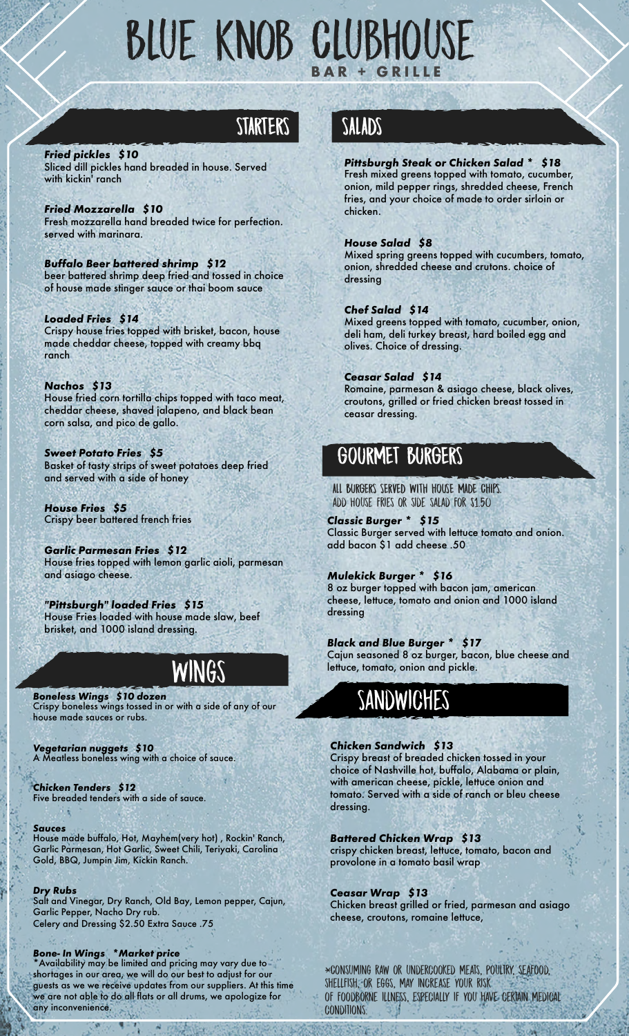# BLUE KNOB CLUBHOUSE

**BAR + GRILLE**

## STARTERS

***Fried pickles $10***
Sliced dill pickles hand breaded in house. Served with kickin' ranch

***Fried Mozzarella $10***
Fresh mozzarella hand breaded twice for perfection. served with marinara.

***Buffalo Beer battered shrimp $12***
beer battered shrimp deep fried and tossed in choice of house made stinger sauce or thai boom sauce

***Loaded Fries $14***
Crispy house fries topped with brisket, bacon, house made cheddar cheese, topped with creamy bbq ranch

***Nachos $13***
House fried corn tortilla chips topped with taco meat, cheddar cheese, shaved jalapeno, and black bean corn salsa, and pico de gallo.

***Sweet Potato Fries $5***
Basket of tasty strips of sweet potatoes deep fried and served with a side of honey

***House Fries $5***
Crispy beer battered french fries

***Garlic Parmesan Fries $12***
House fries topped with lemon garlic aioli, parmesan and asiago cheese.

***"Pittsburgh" loaded Fries $15***
House Fries loaded with house made slaw, beef brisket, and 1000 island dressing.

## WINGS

***Boneless Wings $10 dozen***
Crispy boneless wings tossed in or with a side of any of our house made sauces or rubs.

***Vegetarian nuggets $10***
A Meatless boneless wing with a choice of sauce.

***Chicken Tenders $12***
Five breaded tenders with a side of sauce.

***Sauces***
House made buffalo, Hot, Mayhem(very hot) , Rockin' Ranch, Garlic Parmesan, Hot Garlic, Sweet Chili, Teriyaki, Carolina Gold, BBQ, Jumpin Jim, Kickin Ranch.

***Dry Rubs***
Salt and Vinegar, Dry Ranch, Old Bay, Lemon pepper, Cajun, Garlic Pepper, Nacho Dry rub.
Celery and Dressing $2.50 Extra Sauce .75

***Bone- In Wings *Market price***
*Availability may be limited and pricing may vary due to shortages in our area, we will do our best to adjust for our guests as we we receive updates from our suppliers. At this time we are not able to do all flats or all drums, we apologize for any inconvenience.

## SALADS

***Pittsburgh Steak or Chicken Salad * $18***
Fresh mixed greens topped with tomato, cucumber, onion, mild pepper rings, shredded cheese, French fries, and your choice of made to order sirloin or chicken.

***House Salad $8***
Mixed spring greens topped with cucumbers, tomato, onion, shredded cheese and crutons. choice of dressing

***Chef Salad $14***
Mixed greens topped with tomato, cucumber, onion, deli ham, deli turkey breast, hard boiled egg and olives. Choice of dressing.

***Ceasar Salad $14***
Romaine, parmesan & asiago cheese, black olives, croutons, grilled or fried chicken breast tossed in ceasar dressing.

## GOURMET BURGERS

ALL BURGERS SERVED WITH HOUSE MADE CHIPS.
ADD HOUSE FRIES OR SIDE SALAD FOR $1.50

***Classic Burger * $15***
Classic Burger served with lettuce tomato and onion. add bacon $1 add cheese .50

***Mulekick Burger * $16***
8 oz burger topped with bacon jam, american cheese, lettuce, tomato and onion and 1000 island dressing

***Black and Blue Burger * $17***
Cajun seasoned 8 oz burger, bacon, blue cheese and lettuce, tomato, onion and pickle.

## SANDWICHES

***Chicken Sandwich $13***
Crispy breast of breaded chicken tossed in your choice of Nashville hot, buffalo, Alabama or plain, with american cheese, pickle, lettuce onion and tomato. Served with a side of ranch or bleu cheese dressing.

***Battered Chicken Wrap $13***
crispy chicken breast, lettuce, tomato, bacon and provolone in a tomato basil wrap

***Ceasar Wrap $13***
Chicken breast grilled or fried, parmesan and asiago cheese, croutons, romaine lettuce,

*CONSUMING RAW OR UNDERCOOKED MEATS, POULTRY, SEAFOOD, SHELLFISH, OR EGGS, MAY INCREASE YOUR RISK OF FOODBORNE ILLNESS, ESPECIALLY IF YOU HAVE CERTAIN MEDICAL CONDITIONS.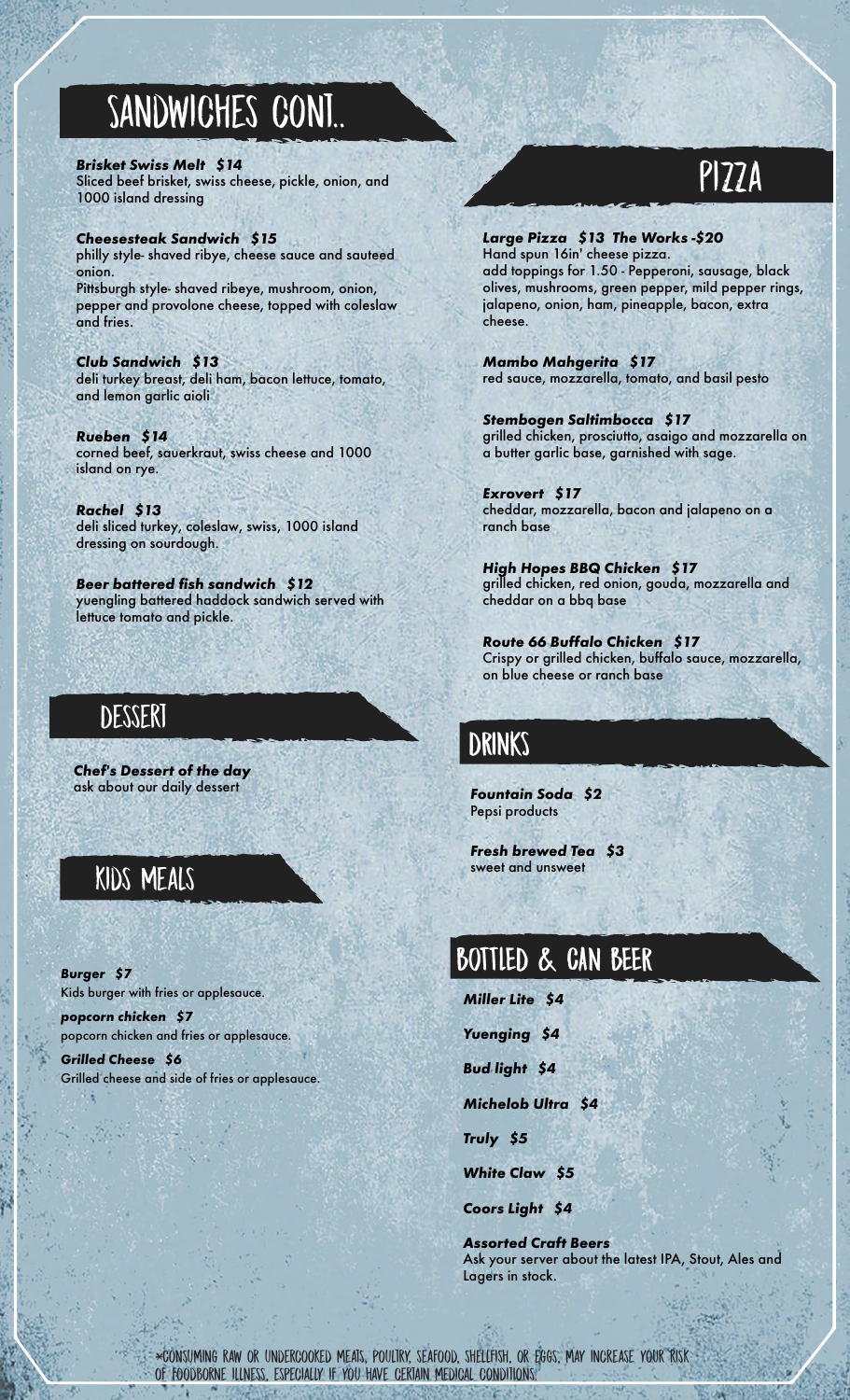## SANDWICHES CONT..

***Brisket Swiss Melt $14***
Sliced beef brisket, swiss cheese, pickle, onion, and 1000 island dressing

***Cheesesteak Sandwich $15***
philly style- shaved ribye, cheese sauce and sauteed onion.
Pittsburgh style- shaved ribeye, mushroom, onion, pepper and provolone cheese, topped with coleslaw and fries.

***Club Sandwich $13***
deli turkey breast, deli ham, bacon lettuce, tomato, and lemon garlic aioli

***Rueben $14***
corned beef, sauerkraut, swiss cheese and 1000 island on rye.

***Rachel $13***
deli sliced turkey, coleslaw, swiss, 1000 island dressing on sourdough.

***Beer battered fish sandwich $12***
yuengling battered haddock sandwich served with lettuce tomato and pickle.

## DESSERT

***Chef's Dessert of the day***
ask about our daily dessert

## KIDS MEALS

***Burger $7***
Kids burger with fries or applesauce.

***popcorn chicken $7***
popcorn chicken and fries or applesauce.

***Grilled Cheese $6***
Grilled cheese and side of fries or applesauce.

## PIZZA

***Large Pizza $13 The Works -$20***
Hand spun 16in' cheese pizza.
add toppings for 1.50 - Pepperoni, sausage, black olives, mushrooms, green pepper, mild pepper rings, jalapeno, onion, ham, pineapple, bacon, extra cheese.

***Mambo Mahgerita $17***
red sauce, mozzarella, tomato, and basil pesto

***Stembogen Saltimbocca $17***
grilled chicken, prosciutto, asaigo and mozzarella on a butter garlic base, garnished with sage.

***Exrovert $17***
cheddar, mozzarella, bacon and jalapeno on a ranch base

***High Hopes BBQ Chicken $17***
grilled chicken, red onion, gouda, mozzarella and cheddar on a bbq base

***Route 66 Buffalo Chicken $17***
Crispy or grilled chicken, buffalo sauce, mozzarella, on blue cheese or ranch base

## DRINKS

***Fountain Soda $2***
Pepsi products

***Fresh brewed Tea $3***
sweet and unsweet

## BOTTLED & CAN BEER

***Miller Lite $4***

***Yuenging $4***

***Bud light $4***

***Michelob Ultra $4***

***Truly $5***

***White Claw $5***

***Coors Light $4***

***Assorted Craft Beers***
Ask your server about the latest IPA, Stout, Ales and Lagers in stock.

*CONSUMING RAW OR UNDERCOOKED MEATS, POULTRY, SEAFOOD, SHELLFISH, OR EGGS, MAY INCREASE YOUR RISK OF FOODBORNE ILLNESS, ESPECIALLY IF YOU HAVE CERTAIN MEDICAL CONDITIONS.